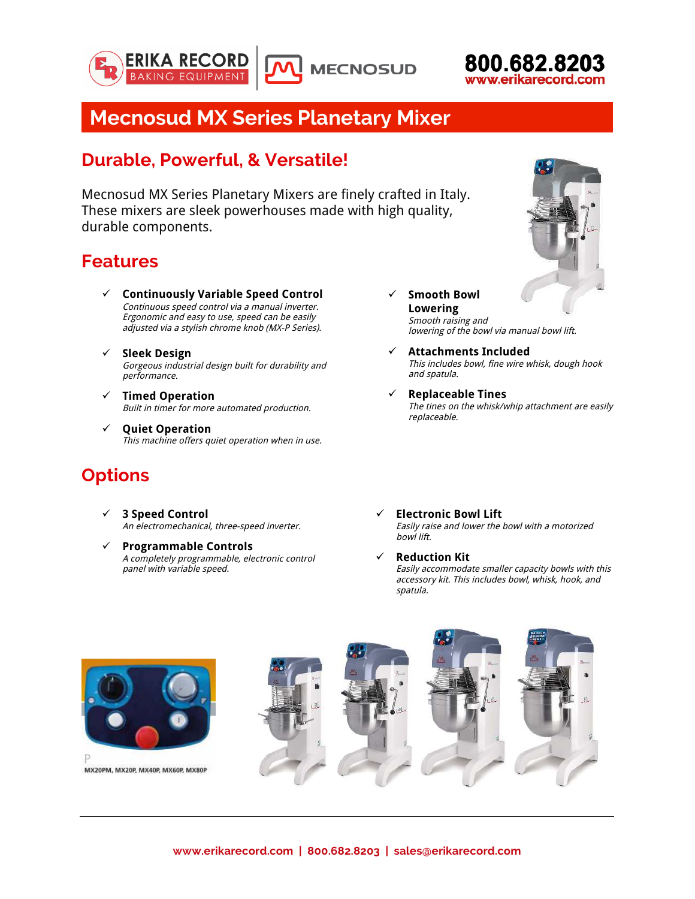ERIKA RECORD BAKING EQUIPMENT | MECNOSUD

800.682.8203
www.erikarecord.com

# Mecnosud MX Series Planetary Mixer

## Durable, Powerful, & Versatile!

Mecnosud MX Series Planetary Mixers are finely crafted in Italy. These mixers are sleek powerhouses made with high quality, durable components.

## Features

- ✓ **Continuously Variable Speed Control**
  *Continuous speed control via a manual inverter. Ergonomic and easy to use, speed can be easily adjusted via a stylish chrome knob (MX-P Series).*
- ✓ **Sleek Design**
  *Gorgeous industrial design built for durability and performance.*
- ✓ **Timed Operation**
  *Built in timer for more automated production.*
- ✓ **Quiet Operation**
  *This machine offers quiet operation when in use.*
- ✓ **Smooth Bowl Lowering**
  *Smooth raising and lowering of the bowl via manual bowl lift.*
- ✓ **Attachments Included**
  *This includes bowl, fine wire whisk, dough hook and spatula.*
- ✓ **Replaceable Tines**
  *The tines on the whisk/whip attachment are easily replaceable.*

## Options

- ✓ **3 Speed Control**
  *An electromechanical, three-speed inverter.*
- ✓ **Programmable Controls**
  *A completely programmable, electronic control panel with variable speed.*
- ✓ **Electronic Bowl Lift**
  *Easily raise and lower the bowl with a motorized bowl lift.*
- ✓ **Reduction Kit**
  *Easily accommodate smaller capacity bowls with this accessory kit. This includes bowl, whisk, hook, and spatula.*

P
MX20PM, MX20P, MX40P, MX60P, MX80P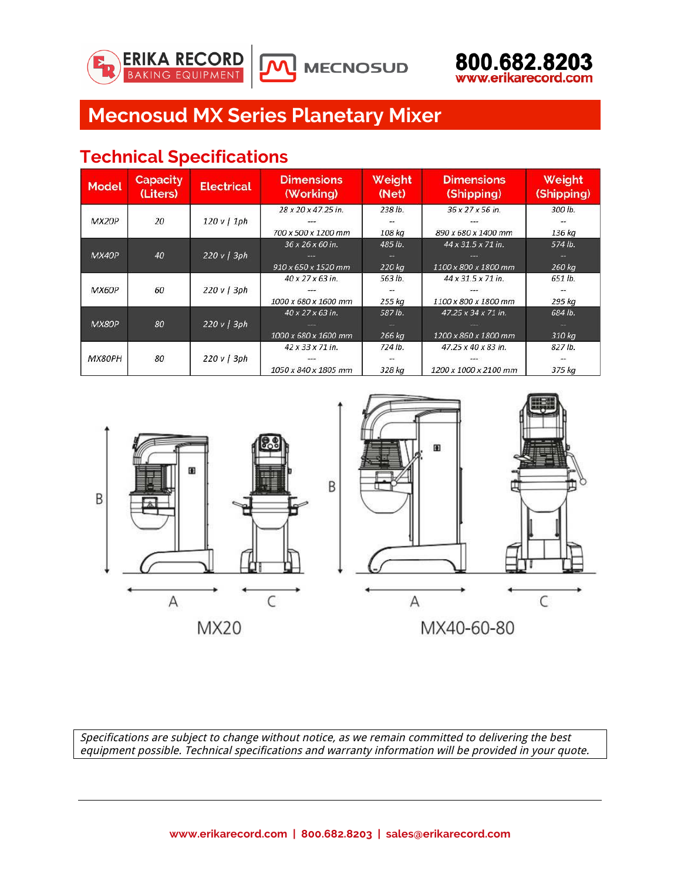# Mecnosud MX Series Planetary Mixer

## Technical Specifications

| Model | Capacity (Liters) | Electrical | Dimensions (Working) | Weight (Net) | Dimensions (Shipping) | Weight (Shipping) |
|---|---|---|---|---|---|---|
| MX20P | 20 | 120 v \| 1ph | 28 x 20 x 47.25 in. --- 700 x 500 x 1200 mm | 238 lb. -- 108 kg | 36 x 27 x 56 in. --- 890 x 680 x 1400 mm | 300 lb. -- 136 kg |
| MX40P | 40 | 220 v \| 3ph | 36 x 26 x 60 in. --- 910 x 650 x 1520 mm | 485 lb. -- 220 kg | 44 x 31.5 x 71 in. --- 1100 x 800 x 1800 mm | 574 lb. -- 260 kg |
| MX60P | 60 | 220 v \| 3ph | 40 x 27 x 63 in. --- 1000 x 680 x 1600 mm | 563 lb. -- 255 kg | 44 x 31.5 x 71 in. --- 1100 x 800 x 1800 mm | 651 lb. -- 295 kg |
| MX80P | 80 | 220 v \| 3ph | 40 x 27 x 63 in. --- 1000 x 680 x 1600 mm | 587 lb. -- 266 kg | 47.25 x 34 x 71 in. --- 1200 x 860 x 1800 mm | 684 lb. -- 310 kg |
| MX80PH | 80 | 220 v \| 3ph | 42 x 33 x 71 in. --- 1050 x 840 x 1805 mm | 724 lb. -- 328 kg | 47.25 x 40 x 83 in. --- 1200 x 1000 x 2100 mm | 827 lb. -- 375 kg |

B
A
C
MX20

B
A
C
MX40-60-80

*Specifications are subject to change without notice, as we remain committed to delivering the best equipment possible. Technical specifications and warranty information will be provided in your quote.*